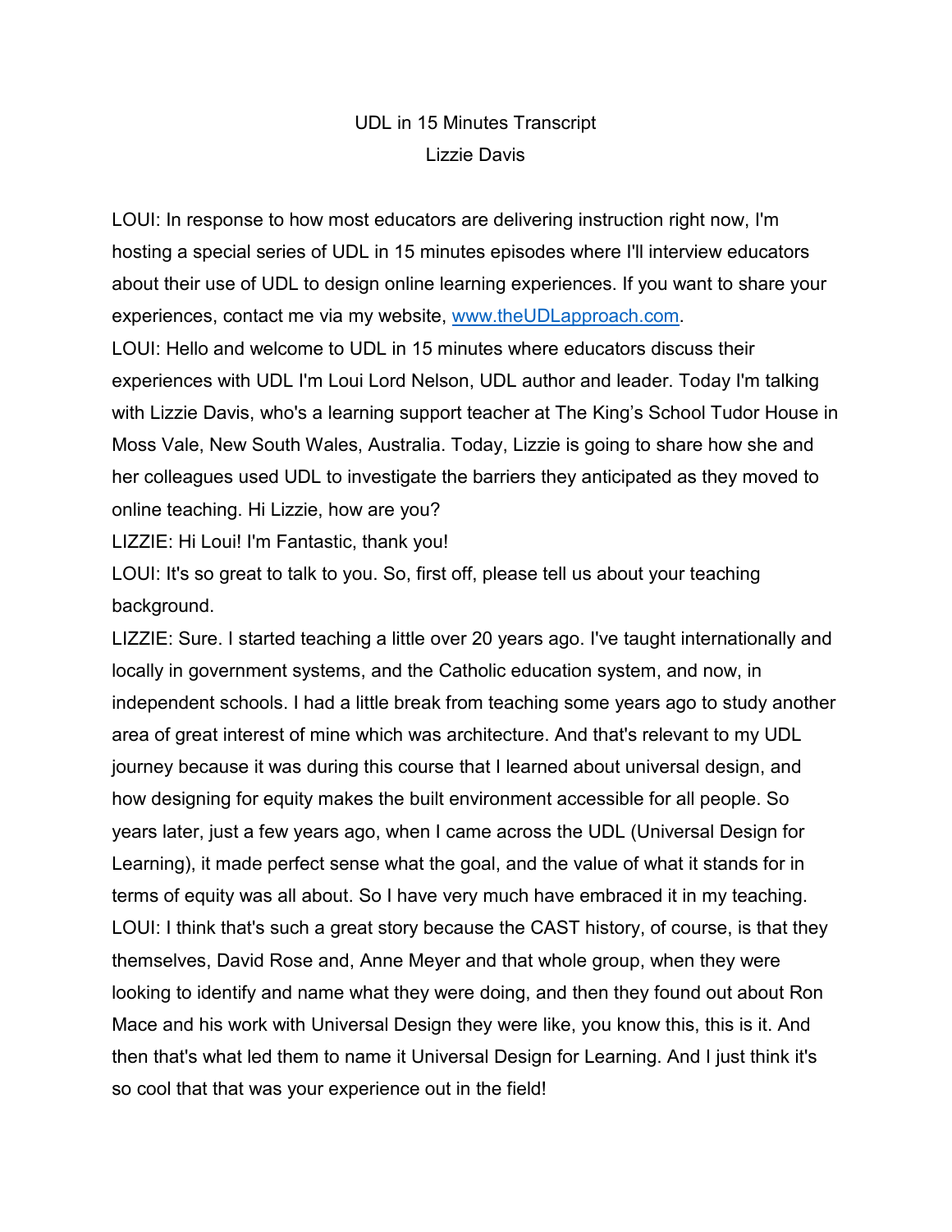# UDL in 15 Minutes Transcript

## Lizzie Davis

LOUI: In response to how most educators are delivering instruction right now, I'm hosting a special series of UDL in 15 minutes episodes where I'll interview educators about their use of UDL to design online learning experiences. If you want to share your experiences, contact me via my website, [www.theUDLapproach.com](www.theUDLapproach.com).

LOUI: Hello and welcome to UDL in 15 minutes where educators discuss their experiences with UDL I'm Loui Lord Nelson, UDL author and leader. Today I'm talking with Lizzie Davis, who's a learning support teacher at The King's School Tudor House in Moss Vale, New South Wales, Australia. Today, Lizzie is going to share how she and her colleagues used UDL to investigate the barriers they anticipated as they moved to online teaching. Hi Lizzie, how are you?

LIZZIE: Hi Loui! I'm Fantastic, thank you!

LOUI: It's so great to talk to you. So, first off, please tell us about your teaching background.

LIZZIE: Sure. I started teaching a little over 20 years ago. I've taught internationally and locally in government systems, and the Catholic education system, and now, in independent schools. I had a little break from teaching some years ago to study another area of great interest of mine which was architecture. And that's relevant to my UDL journey because it was during this course that I learned about universal design, and how designing for equity makes the built environment accessible for all people. So years later, just a few years ago, when I came across the UDL (Universal Design for Learning), it made perfect sense what the goal, and the value of what it stands for in terms of equity was all about. So I have very much have embraced it in my teaching.

LOUI: I think that's such a great story because the CAST history, of course, is that they themselves, David Rose and, Anne Meyer and that whole group, when they were looking to identify and name what they were doing, and then they found out about Ron Mace and his work with Universal Design they were like, you know this, this is it. And then that's what led them to name it Universal Design for Learning. And I just think it's so cool that that was your experience out in the field!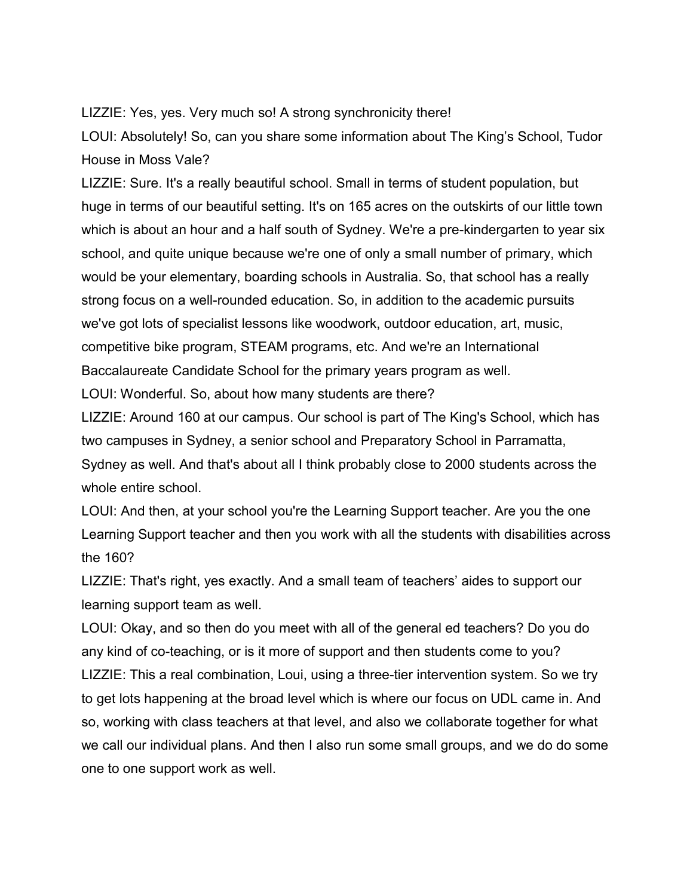LIZZIE: Yes, yes. Very much so! A strong synchronicity there!

LOUI: Absolutely! So, can you share some information about The King's School, Tudor House in Moss Vale?

LIZZIE: Sure. It's a really beautiful school. Small in terms of student population, but huge in terms of our beautiful setting. It's on 165 acres on the outskirts of our little town which is about an hour and a half south of Sydney. We're a pre-kindergarten to year six school, and quite unique because we're one of only a small number of primary, which would be your elementary, boarding schools in Australia. So, that school has a really strong focus on a well-rounded education. So, in addition to the academic pursuits we've got lots of specialist lessons like woodwork, outdoor education, art, music, competitive bike program, STEAM programs, etc. And we're an International Baccalaureate Candidate School for the primary years program as well.

LOUI: Wonderful. So, about how many students are there?

LIZZIE: Around 160 at our campus. Our school is part of The King's School, which has two campuses in Sydney, a senior school and Preparatory School in Parramatta, Sydney as well. And that's about all I think probably close to 2000 students across the whole entire school.

LOUI: And then, at your school you're the Learning Support teacher. Are you the one Learning Support teacher and then you work with all the students with disabilities across the 160?

LIZZIE: That's right, yes exactly. And a small team of teachers' aides to support our learning support team as well.

LOUI: Okay, and so then do you meet with all of the general ed teachers? Do you do any kind of co-teaching, or is it more of support and then students come to you?

LIZZIE: This a real combination, Loui, using a three-tier intervention system. So we try to get lots happening at the broad level which is where our focus on UDL came in. And so, working with class teachers at that level, and also we collaborate together for what we call our individual plans. And then I also run some small groups, and we do do some one to one support work as well.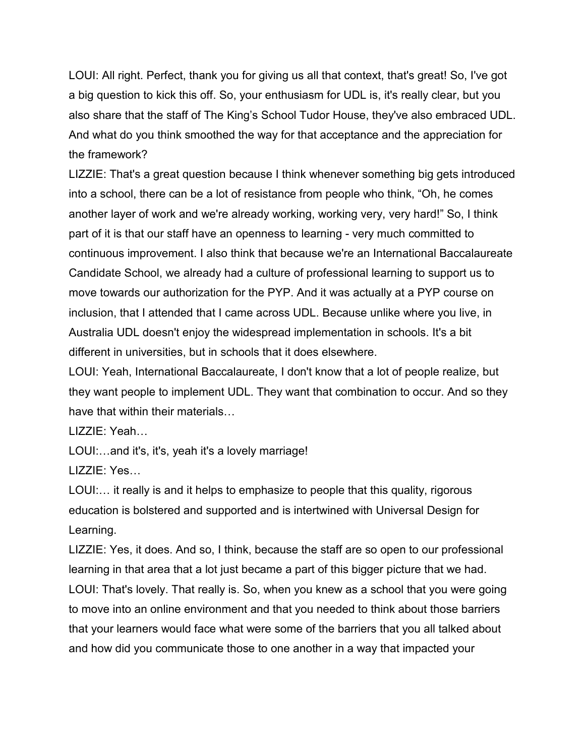LOUI: All right. Perfect, thank you for giving us all that context, that's great! So, I've got a big question to kick this off. So, your enthusiasm for UDL is, it's really clear, but you also share that the staff of The King's School Tudor House, they've also embraced UDL. And what do you think smoothed the way for that acceptance and the appreciation for the framework?

LIZZIE: That's a great question because I think whenever something big gets introduced into a school, there can be a lot of resistance from people who think, "Oh, he comes another layer of work and we're already working, working very, very hard!" So, I think part of it is that our staff have an openness to learning - very much committed to continuous improvement. I also think that because we're an International Baccalaureate Candidate School, we already had a culture of professional learning to support us to move towards our authorization for the PYP. And it was actually at a PYP course on inclusion, that I attended that I came across UDL. Because unlike where you live, in Australia UDL doesn't enjoy the widespread implementation in schools. It's a bit different in universities, but in schools that it does elsewhere.

LOUI: Yeah, International Baccalaureate, I don't know that a lot of people realize, but they want people to implement UDL. They want that combination to occur. And so they have that within their materials…

LIZZIE: Yeah…

LOUI:…and it's, it's, yeah it's a lovely marriage!

LIZZIE: Yes…

LOUI:… it really is and it helps to emphasize to people that this quality, rigorous education is bolstered and supported and is intertwined with Universal Design for Learning.

LIZZIE: Yes, it does. And so, I think, because the staff are so open to our professional learning in that area that a lot just became a part of this bigger picture that we had.

LOUI: That's lovely. That really is. So, when you knew as a school that you were going to move into an online environment and that you needed to think about those barriers that your learners would face what were some of the barriers that you all talked about and how did you communicate those to one another in a way that impacted your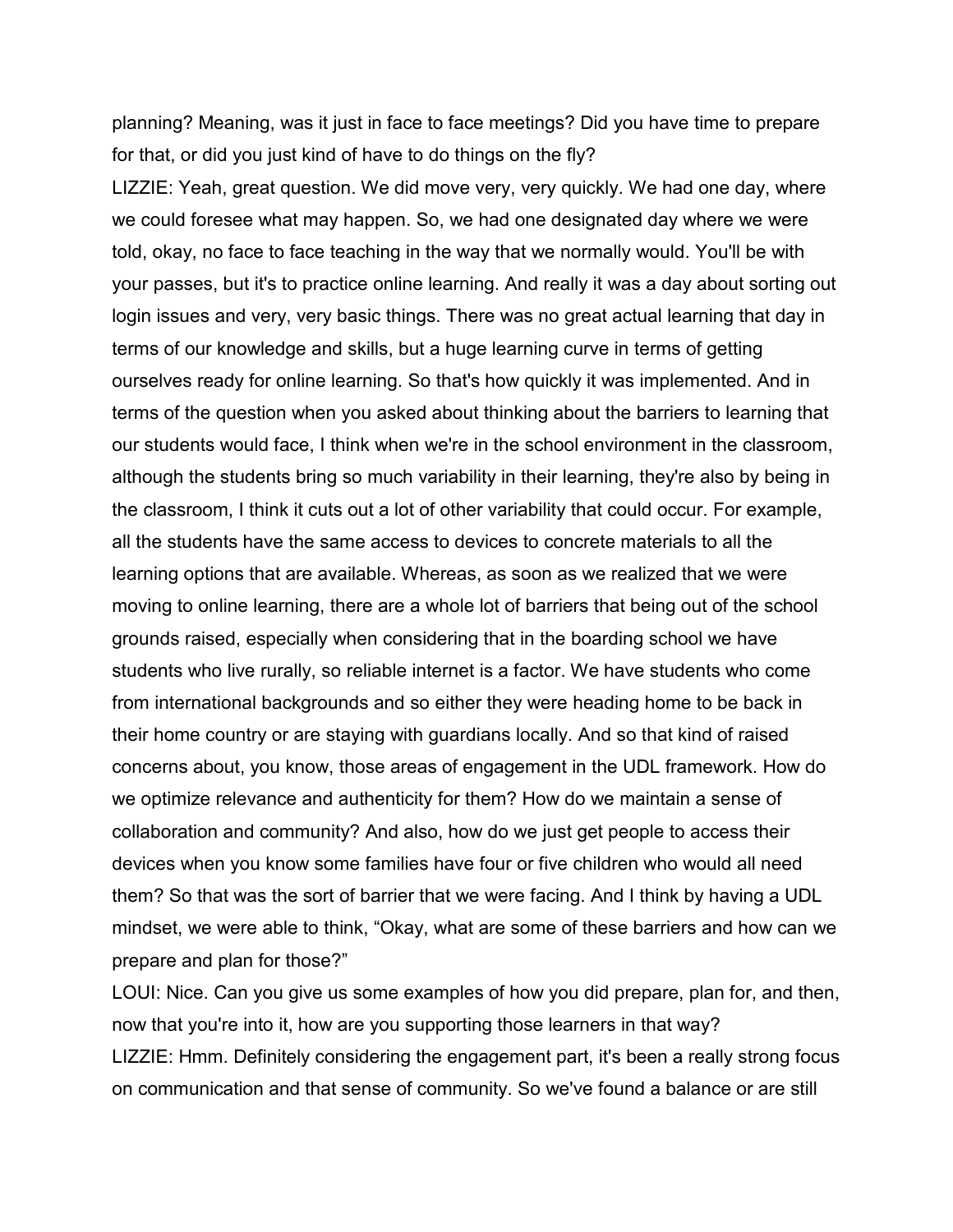planning? Meaning, was it just in face to face meetings? Did you have time to prepare for that, or did you just kind of have to do things on the fly?

LIZZIE: Yeah, great question. We did move very, very quickly. We had one day, where we could foresee what may happen. So, we had one designated day where we were told, okay, no face to face teaching in the way that we normally would. You'll be with your passes, but it's to practice online learning. And really it was a day about sorting out login issues and very, very basic things. There was no great actual learning that day in terms of our knowledge and skills, but a huge learning curve in terms of getting ourselves ready for online learning. So that's how quickly it was implemented. And in terms of the question when you asked about thinking about the barriers to learning that our students would face, I think when we're in the school environment in the classroom, although the students bring so much variability in their learning, they're also by being in the classroom, I think it cuts out a lot of other variability that could occur. For example, all the students have the same access to devices to concrete materials to all the learning options that are available. Whereas, as soon as we realized that we were moving to online learning, there are a whole lot of barriers that being out of the school grounds raised, especially when considering that in the boarding school we have students who live rurally, so reliable internet is a factor. We have students who come from international backgrounds and so either they were heading home to be back in their home country or are staying with guardians locally. And so that kind of raised concerns about, you know, those areas of engagement in the UDL framework. How do we optimize relevance and authenticity for them? How do we maintain a sense of collaboration and community? And also, how do we just get people to access their devices when you know some families have four or five children who would all need them? So that was the sort of barrier that we were facing. And I think by having a UDL mindset, we were able to think, "Okay, what are some of these barriers and how can we prepare and plan for those?"

LOUI: Nice. Can you give us some examples of how you did prepare, plan for, and then, now that you're into it, how are you supporting those learners in that way?

LIZZIE: Hmm. Definitely considering the engagement part, it's been a really strong focus on communication and that sense of community. So we've found a balance or are still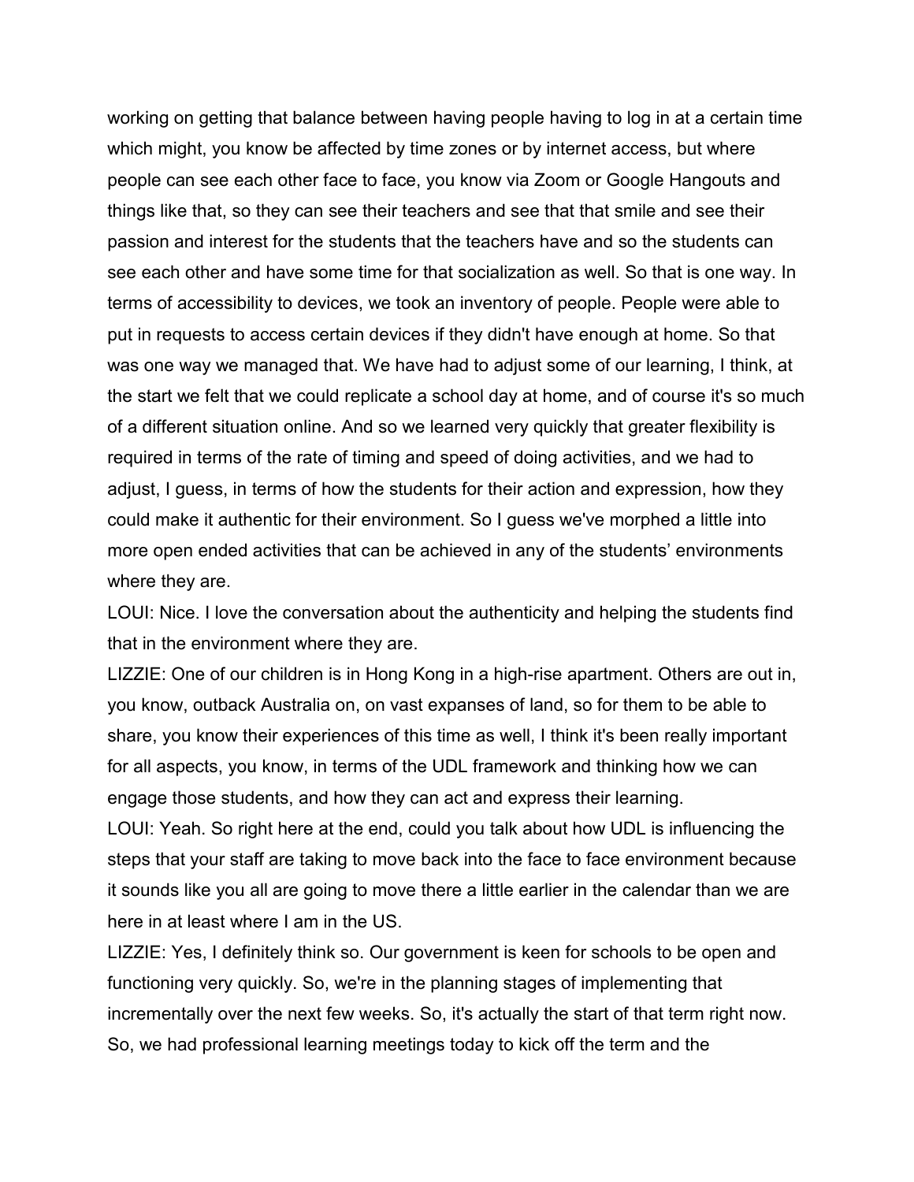working on getting that balance between having people having to log in at a certain time which might, you know be affected by time zones or by internet access, but where people can see each other face to face, you know via Zoom or Google Hangouts and things like that, so they can see their teachers and see that that smile and see their passion and interest for the students that the teachers have and so the students can see each other and have some time for that socialization as well. So that is one way. In terms of accessibility to devices, we took an inventory of people. People were able to put in requests to access certain devices if they didn't have enough at home. So that was one way we managed that. We have had to adjust some of our learning, I think, at the start we felt that we could replicate a school day at home, and of course it's so much of a different situation online. And so we learned very quickly that greater flexibility is required in terms of the rate of timing and speed of doing activities, and we had to adjust, I guess, in terms of how the students for their action and expression, how they could make it authentic for their environment. So I guess we've morphed a little into more open ended activities that can be achieved in any of the students' environments where they are.

LOUI: Nice. I love the conversation about the authenticity and helping the students find that in the environment where they are.

LIZZIE: One of our children is in Hong Kong in a high-rise apartment. Others are out in, you know, outback Australia on, on vast expanses of land, so for them to be able to share, you know their experiences of this time as well, I think it's been really important for all aspects, you know, in terms of the UDL framework and thinking how we can engage those students, and how they can act and express their learning.

LOUI: Yeah. So right here at the end, could you talk about how UDL is influencing the steps that your staff are taking to move back into the face to face environment because it sounds like you all are going to move there a little earlier in the calendar than we are here in at least where I am in the US.

LIZZIE: Yes, I definitely think so. Our government is keen for schools to be open and functioning very quickly. So, we're in the planning stages of implementing that incrementally over the next few weeks. So, it's actually the start of that term right now. So, we had professional learning meetings today to kick off the term and the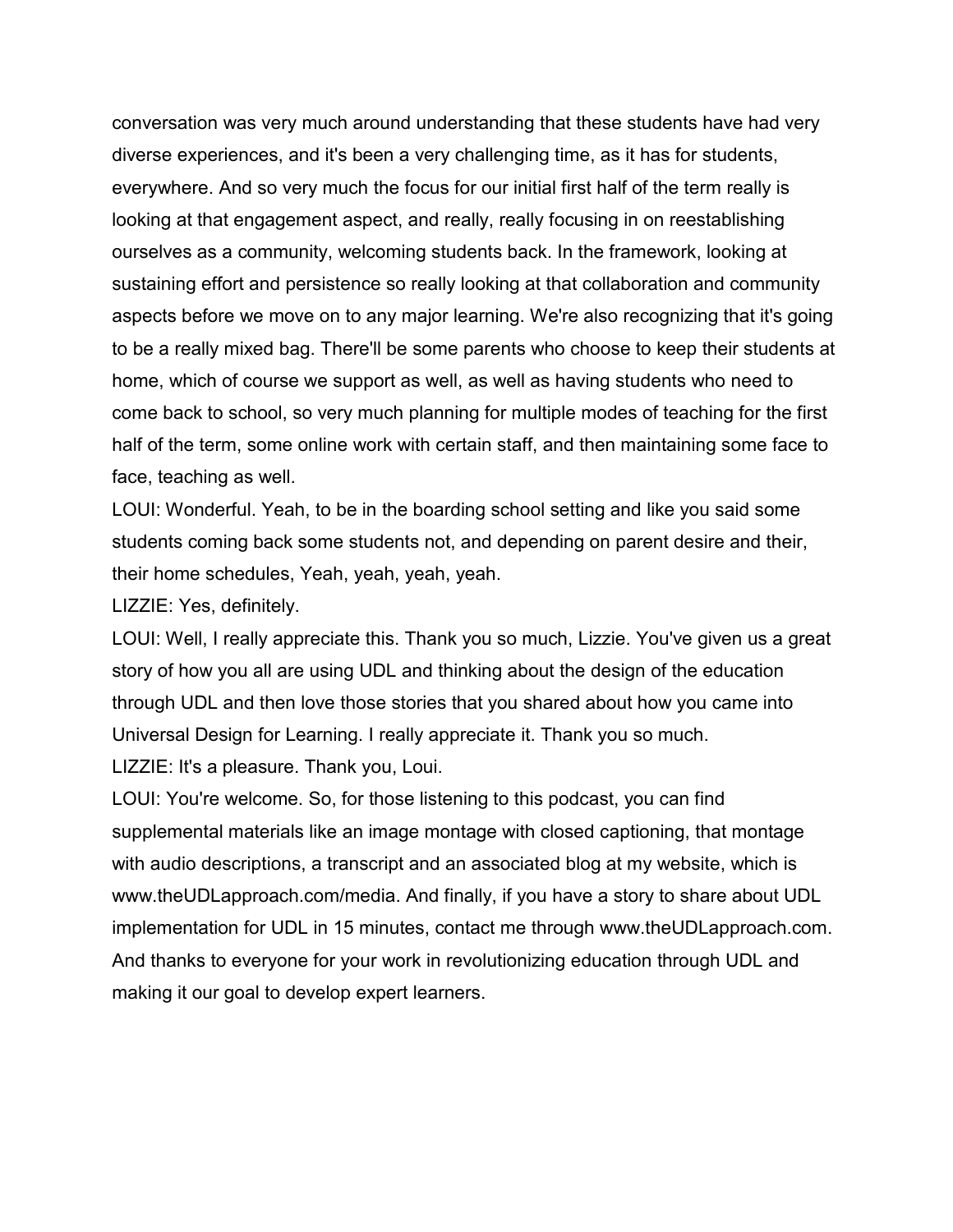conversation was very much around understanding that these students have had very diverse experiences, and it's been a very challenging time, as it has for students, everywhere. And so very much the focus for our initial first half of the term really is looking at that engagement aspect, and really, really focusing in on reestablishing ourselves as a community, welcoming students back. In the framework, looking at sustaining effort and persistence so really looking at that collaboration and community aspects before we move on to any major learning. We're also recognizing that it's going to be a really mixed bag. There'll be some parents who choose to keep their students at home, which of course we support as well, as well as having students who need to come back to school, so very much planning for multiple modes of teaching for the first half of the term, some online work with certain staff, and then maintaining some face to face, teaching as well.

LOUI: Wonderful. Yeah, to be in the boarding school setting and like you said some students coming back some students not, and depending on parent desire and their, their home schedules, Yeah, yeah, yeah, yeah.

LIZZIE: Yes, definitely.

LOUI: Well, I really appreciate this. Thank you so much, Lizzie. You've given us a great story of how you all are using UDL and thinking about the design of the education through UDL and then love those stories that you shared about how you came into Universal Design for Learning. I really appreciate it. Thank you so much.

LIZZIE: It's a pleasure. Thank you, Loui.

LOUI: You're welcome. So, for those listening to this podcast, you can find supplemental materials like an image montage with closed captioning, that montage with audio descriptions, a transcript and an associated blog at my website, which is www.theUDLapproach.com/media. And finally, if you have a story to share about UDL implementation for UDL in 15 minutes, contact me through www.theUDLapproach.com. And thanks to everyone for your work in revolutionizing education through UDL and making it our goal to develop expert learners.